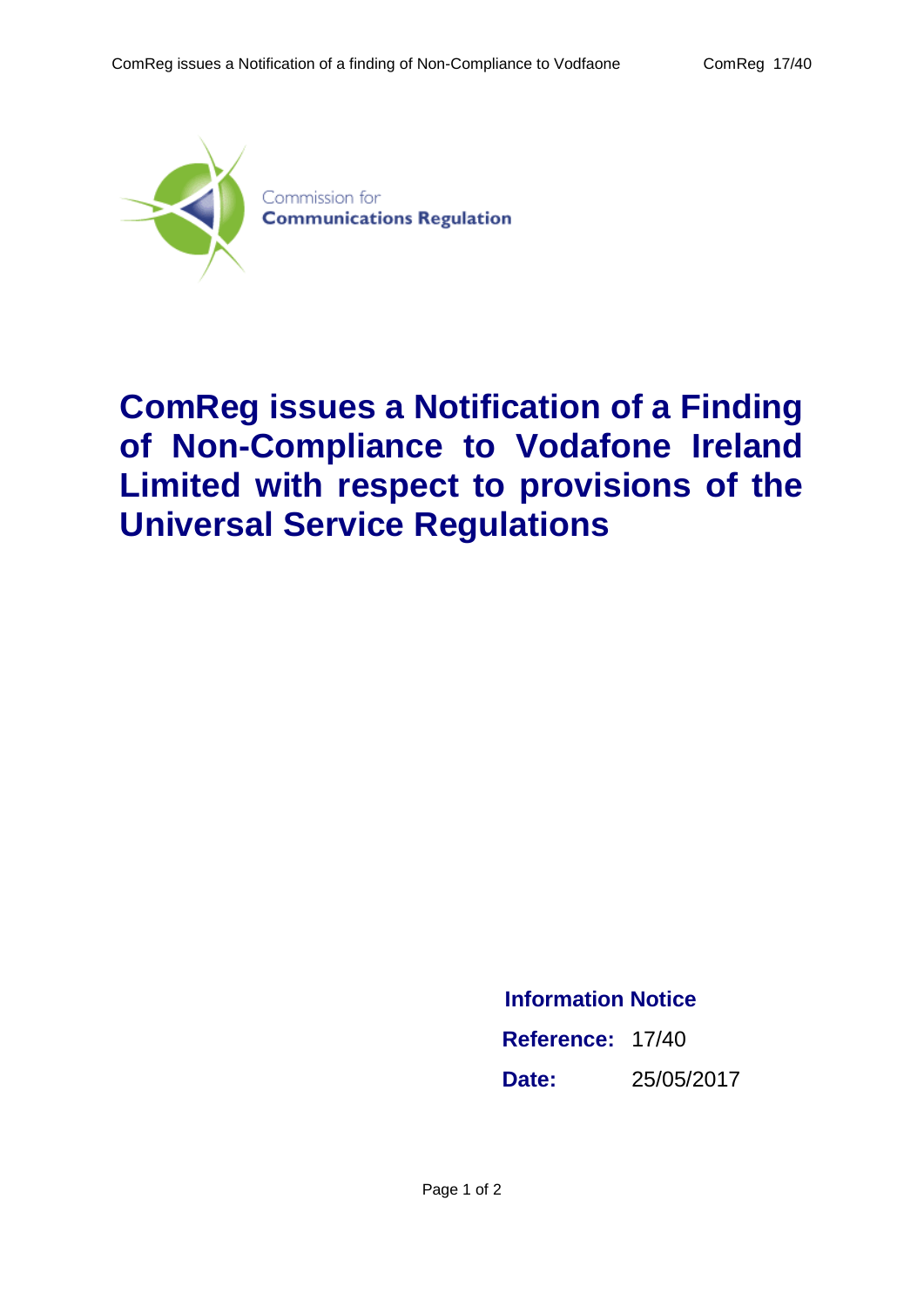Commission for
**Communications Regulation**

# ComReg issues a Notification of a Finding of Non-Compliance to Vodafone Ireland Limited with respect to provisions of the Universal Service Regulations

**Information Notice**

**Reference:** 17/40

**Date:** 25/05/2017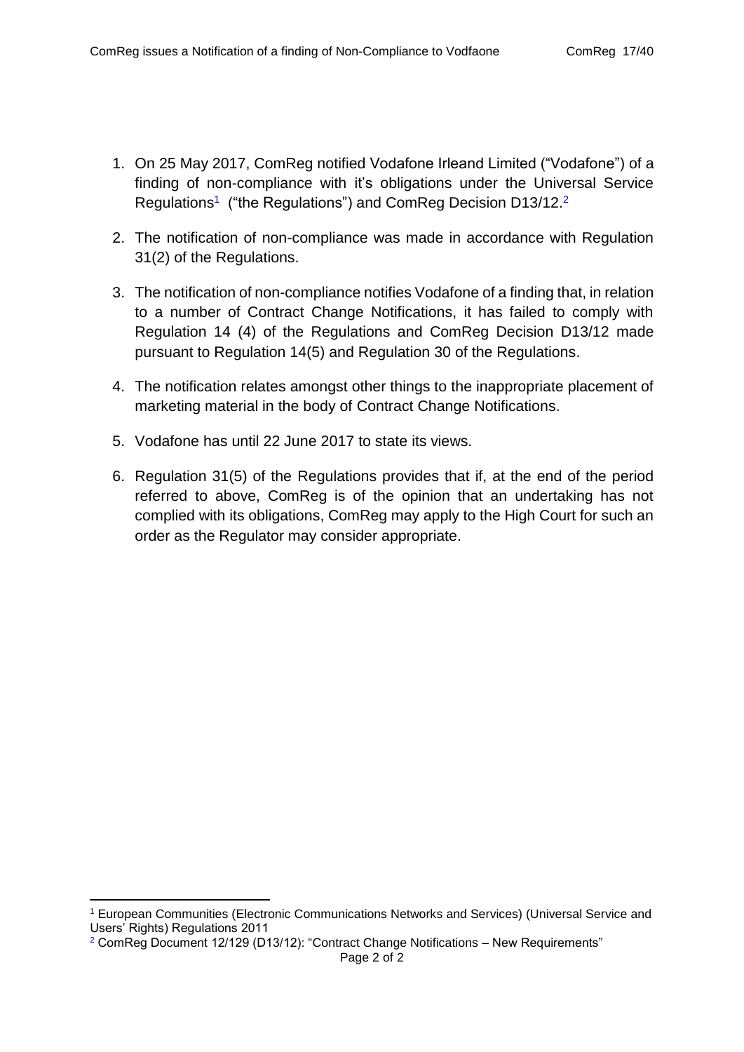1. On 25 May 2017, ComReg notified Vodafone Irleand Limited ("Vodafone") of a finding of non-compliance with it's obligations under the Universal Service Regulations[1] ("the Regulations") and ComReg Decision D13/12.[2]

2. The notification of non-compliance was made in accordance with Regulation 31(2) of the Regulations.

3. The notification of non-compliance notifies Vodafone of a finding that, in relation to a number of Contract Change Notifications, it has failed to comply with Regulation 14 (4) of the Regulations and ComReg Decision D13/12 made pursuant to Regulation 14(5) and Regulation 30 of the Regulations.

4. The notification relates amongst other things to the inappropriate placement of marketing material in the body of Contract Change Notifications.

5. Vodafone has until 22 June 2017 to state its views.

6. Regulation 31(5) of the Regulations provides that if, at the end of the period referred to above, ComReg is of the opinion that an undertaking has not complied with its obligations, ComReg may apply to the High Court for such an order as the Regulator may consider appropriate.

[1] European Communities (Electronic Communications Networks and Services) (Universal Service and Users' Rights) Regulations 2011

[2] ComReg Document 12/129 (D13/12): "Contract Change Notifications – New Requirements"